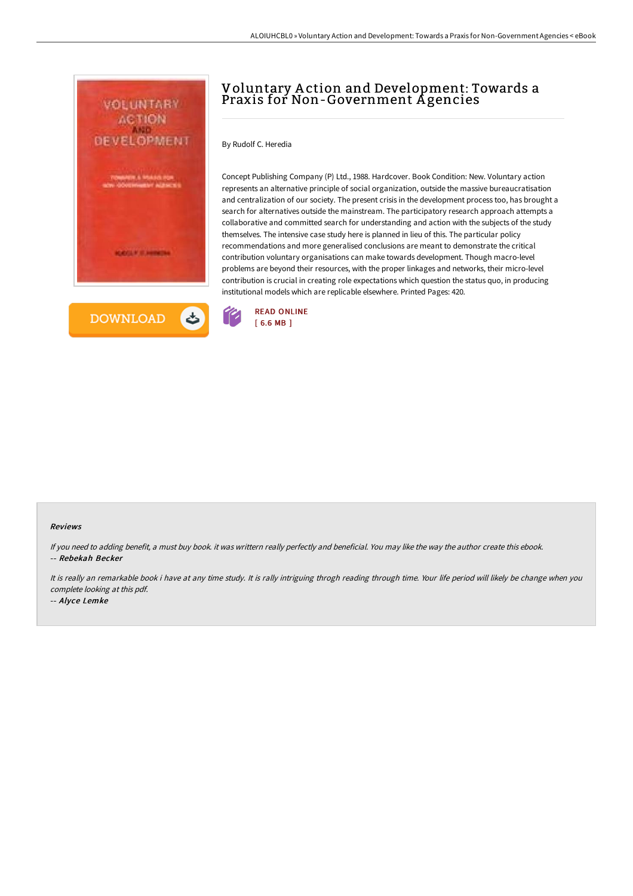# Voluntary Action and Development: Towards a Praxis for Non-Government Agencies

By Rudolf C. Heredia

Concept Publishing Company (P) Ltd., 1988. Hardcover. Book Condition: New. Voluntary action represents an alternative principle of social organization, outside the massive bureaucratisation and centralization of our society. The present crisis in the development process too, has brought a search for alternatives outside the mainstream. The participatory research approach attempts a collaborative and committed search for understanding and action with the subjects of the study themselves. The intensive case study here is planned in lieu of this. The particular policy recommendations and more generalised conclusions are meant to demonstrate the critical contribution voluntary organisations can make towards development. Though macro-level problems are beyond their resources, with the proper linkages and networks, their micro-level contribution is crucial in creating role expectations which question the status quo, in producing institutional models which are replicable elsewhere. Printed Pages: 420.

DOWNLOAD

READ ONLINE
[ 6.6 MB ]

#### Reviews

*If you need to adding benefit, a must buy book. it was writtern really perfectly and beneficial. You may like the way the author create this ebook.*
*-- Rebekah Becker*

*It is really an remarkable book i have at any time study. It is rally intriguing throgh reading through time. Your life period will likely be change when you complete looking at this pdf.*
*-- Alyce Lemke*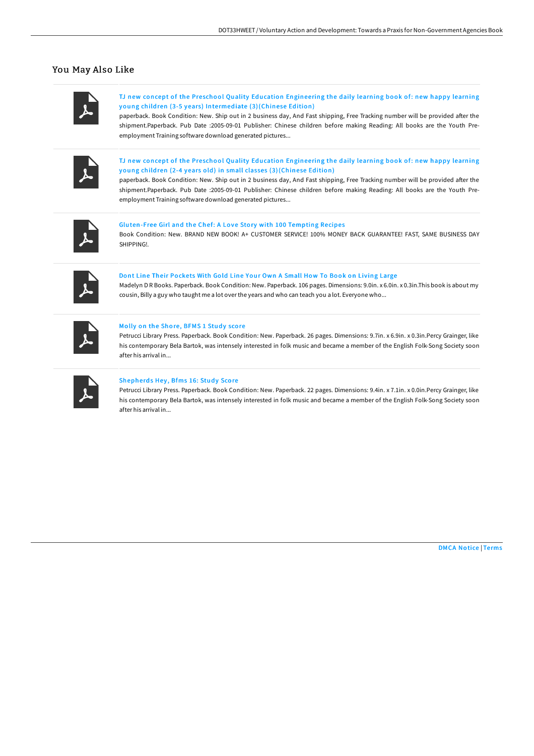## You May Also Like

**TJ new concept of the Preschool Quality Education Engineering the daily learning book of: new happy learning young children (3-5 years) Intermediate (3)(Chinese Edition)**

paperback. Book Condition: New. Ship out in 2 business day, And Fast shipping, Free Tracking number will be provided after the shipment.Paperback. Pub Date :2005-09-01 Publisher: Chinese children before making Reading: All books are the Youth Pre-employment Training software download generated pictures...

**TJ new concept of the Preschool Quality Education Engineering the daily learning book of: new happy learning young children (2-4 years old) in small classes (3)(Chinese Edition)**

paperback. Book Condition: New. Ship out in 2 business day, And Fast shipping, Free Tracking number will be provided after the shipment.Paperback. Pub Date :2005-09-01 Publisher: Chinese children before making Reading: All books are the Youth Pre-employment Training software download generated pictures...

**Gluten-Free Girl and the Chef: A Love Story with 100 Tempting Recipes**

Book Condition: New. BRAND NEW BOOK! A+ CUSTOMER SERVICE! 100% MONEY BACK GUARANTEE! FAST, SAME BUSINESS DAY SHIPPING!.

**Dont Line Their Pockets With Gold Line Your Own A Small How To Book on Living Large**

Madelyn D R Books. Paperback. Book Condition: New. Paperback. 106 pages. Dimensions: 9.0in. x 6.0in. x 0.3in.This book is about my cousin, Billy a guy who taught me a lot over the years and who can teach you a lot. Everyone who...

**Molly on the Shore, BFMS 1 Study score**

Petrucci Library Press. Paperback. Book Condition: New. Paperback. 26 pages. Dimensions: 9.7in. x 6.9in. x 0.3in.Percy Grainger, like his contemporary Bela Bartok, was intensely interested in folk music and became a member of the English Folk-Song Society soon after his arrival in...

**Shepherds Hey, Bfms 16: Study Score**

Petrucci Library Press. Paperback. Book Condition: New. Paperback. 22 pages. Dimensions: 9.4in. x 7.1in. x 0.0in.Percy Grainger, like his contemporary Bela Bartok, was intensely interested in folk music and became a member of the English Folk-Song Society soon after his arrival in...